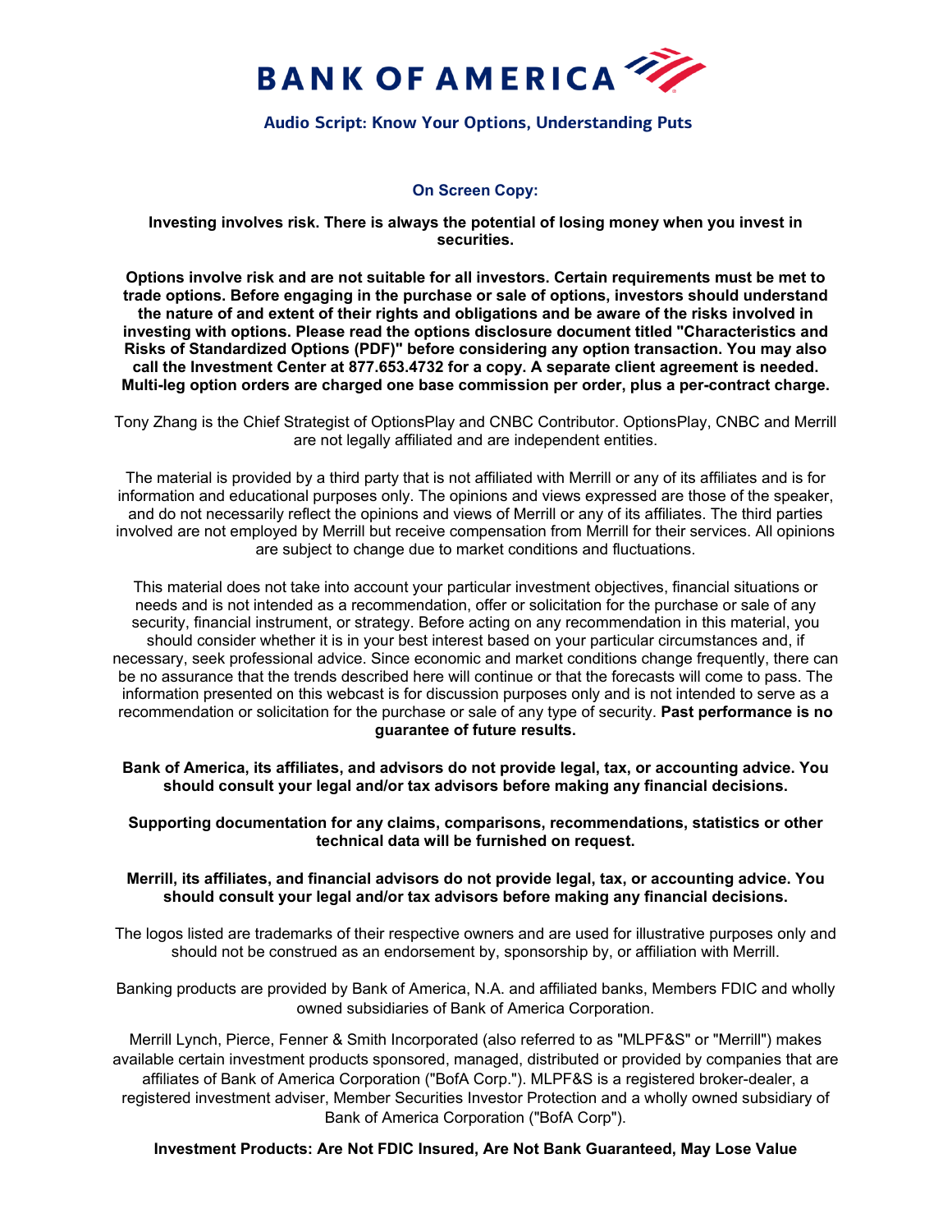# BANK OF AMERICA

## Audio Script: Know Your Options, Understanding Puts

### On Screen Copy:

**Investing involves risk. There is always the potential of losing money when you invest in securities.**

**Options involve risk and are not suitable for all investors. Certain requirements must be met to trade options. Before engaging in the purchase or sale of options, investors should understand the nature of and extent of their rights and obligations and be aware of the risks involved in investing with options. Please read the options disclosure document titled "Characteristics and Risks of Standardized Options (PDF)" before considering any option transaction. You may also call the Investment Center at 877.653.4732 for a copy. A separate client agreement is needed. Multi-leg option orders are charged one base commission per order, plus a per-contract charge.**

Tony Zhang is the Chief Strategist of OptionsPlay and CNBC Contributor. OptionsPlay, CNBC and Merrill are not legally affiliated and are independent entities.

The material is provided by a third party that is not affiliated with Merrill or any of its affiliates and is for information and educational purposes only. The opinions and views expressed are those of the speaker, and do not necessarily reflect the opinions and views of Merrill or any of its affiliates. The third parties involved are not employed by Merrill but receive compensation from Merrill for their services. All opinions are subject to change due to market conditions and fluctuations.

This material does not take into account your particular investment objectives, financial situations or needs and is not intended as a recommendation, offer or solicitation for the purchase or sale of any security, financial instrument, or strategy. Before acting on any recommendation in this material, you should consider whether it is in your best interest based on your particular circumstances and, if necessary, seek professional advice. Since economic and market conditions change frequently, there can be no assurance that the trends described here will continue or that the forecasts will come to pass. The information presented on this webcast is for discussion purposes only and is not intended to serve as a recommendation or solicitation for the purchase or sale of any type of security. **Past performance is no guarantee of future results.**

**Bank of America, its affiliates, and advisors do not provide legal, tax, or accounting advice. You should consult your legal and/or tax advisors before making any financial decisions.**

**Supporting documentation for any claims, comparisons, recommendations, statistics or other technical data will be furnished on request.**

**Merrill, its affiliates, and financial advisors do not provide legal, tax, or accounting advice. You should consult your legal and/or tax advisors before making any financial decisions.**

The logos listed are trademarks of their respective owners and are used for illustrative purposes only and should not be construed as an endorsement by, sponsorship by, or affiliation with Merrill.

Banking products are provided by Bank of America, N.A. and affiliated banks, Members FDIC and wholly owned subsidiaries of Bank of America Corporation.

Merrill Lynch, Pierce, Fenner & Smith Incorporated (also referred to as "MLPF&S" or "Merrill") makes available certain investment products sponsored, managed, distributed or provided by companies that are affiliates of Bank of America Corporation ("BofA Corp."). MLPF&S is a registered broker-dealer, a registered investment adviser, Member Securities Investor Protection and a wholly owned subsidiary of Bank of America Corporation ("BofA Corp").

**Investment Products: Are Not FDIC Insured, Are Not Bank Guaranteed, May Lose Value**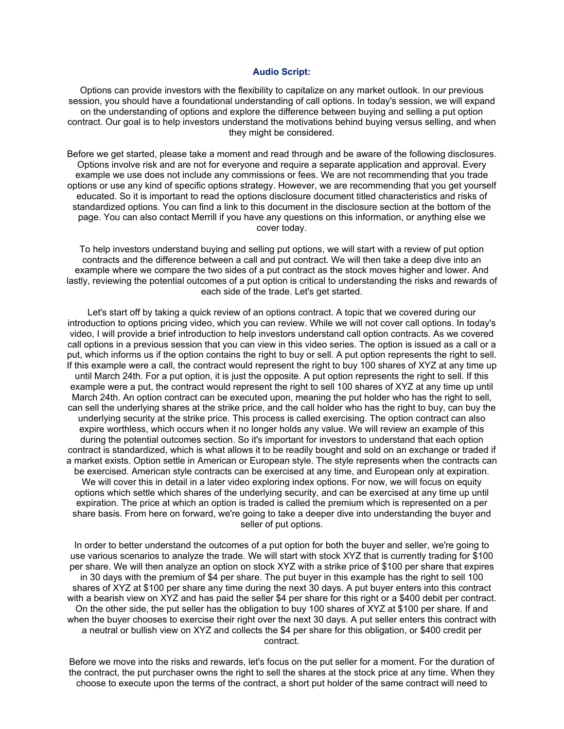**Audio Script:**

Options can provide investors with the flexibility to capitalize on any market outlook. In our previous session, you should have a foundational understanding of call options. In today's session, we will expand on the understanding of options and explore the difference between buying and selling a put option contract. Our goal is to help investors understand the motivations behind buying versus selling, and when they might be considered.

Before we get started, please take a moment and read through and be aware of the following disclosures. Options involve risk and are not for everyone and require a separate application and approval. Every example we use does not include any commissions or fees. We are not recommending that you trade options or use any kind of specific options strategy. However, we are recommending that you get yourself educated. So it is important to read the options disclosure document titled characteristics and risks of standardized options. You can find a link to this document in the disclosure section at the bottom of the page. You can also contact Merrill if you have any questions on this information, or anything else we cover today.

To help investors understand buying and selling put options, we will start with a review of put option contracts and the difference between a call and put contract. We will then take a deep dive into an example where we compare the two sides of a put contract as the stock moves higher and lower. And lastly, reviewing the potential outcomes of a put option is critical to understanding the risks and rewards of each side of the trade. Let's get started.

Let's start off by taking a quick review of an options contract. A topic that we covered during our introduction to options pricing video, which you can review. While we will not cover call options. In today's video, I will provide a brief introduction to help investors understand call option contracts. As we covered call options in a previous session that you can view in this video series. The option is issued as a call or a put, which informs us if the option contains the right to buy or sell. A put option represents the right to sell. If this example were a call, the contract would represent the right to buy 100 shares of XYZ at any time up until March 24th. For a put option, it is just the opposite. A put option represents the right to sell. If this example were a put, the contract would represent the right to sell 100 shares of XYZ at any time up until March 24th. An option contract can be executed upon, meaning the put holder who has the right to sell, can sell the underlying shares at the strike price, and the call holder who has the right to buy, can buy the underlying security at the strike price. This process is called exercising. The option contract can also expire worthless, which occurs when it no longer holds any value. We will review an example of this during the potential outcomes section. So it's important for investors to understand that each option contract is standardized, which is what allows it to be readily bought and sold on an exchange or traded if a market exists. Option settle in American or European style. The style represents when the contracts can be exercised. American style contracts can be exercised at any time, and European only at expiration. We will cover this in detail in a later video exploring index options. For now, we will focus on equity options which settle which shares of the underlying security, and can be exercised at any time up until expiration. The price at which an option is traded is called the premium which is represented on a per share basis. From here on forward, we're going to take a deeper dive into understanding the buyer and seller of put options.

In order to better understand the outcomes of a put option for both the buyer and seller, we're going to use various scenarios to analyze the trade. We will start with stock XYZ that is currently trading for $100 per share. We will then analyze an option on stock XYZ with a strike price of $100 per share that expires in 30 days with the premium of $4 per share. The put buyer in this example has the right to sell 100 shares of XYZ at $100 per share any time during the next 30 days. A put buyer enters into this contract with a bearish view on XYZ and has paid the seller $4 per share for this right or a $400 debit per contract. On the other side, the put seller has the obligation to buy 100 shares of XYZ at $100 per share. If and when the buyer chooses to exercise their right over the next 30 days. A put seller enters this contract with a neutral or bullish view on XYZ and collects the $4 per share for this obligation, or $400 credit per contract.

Before we move into the risks and rewards, let's focus on the put seller for a moment. For the duration of the contract, the put purchaser owns the right to sell the shares at the stock price at any time. When they choose to execute upon the terms of the contract, a short put holder of the same contract will need to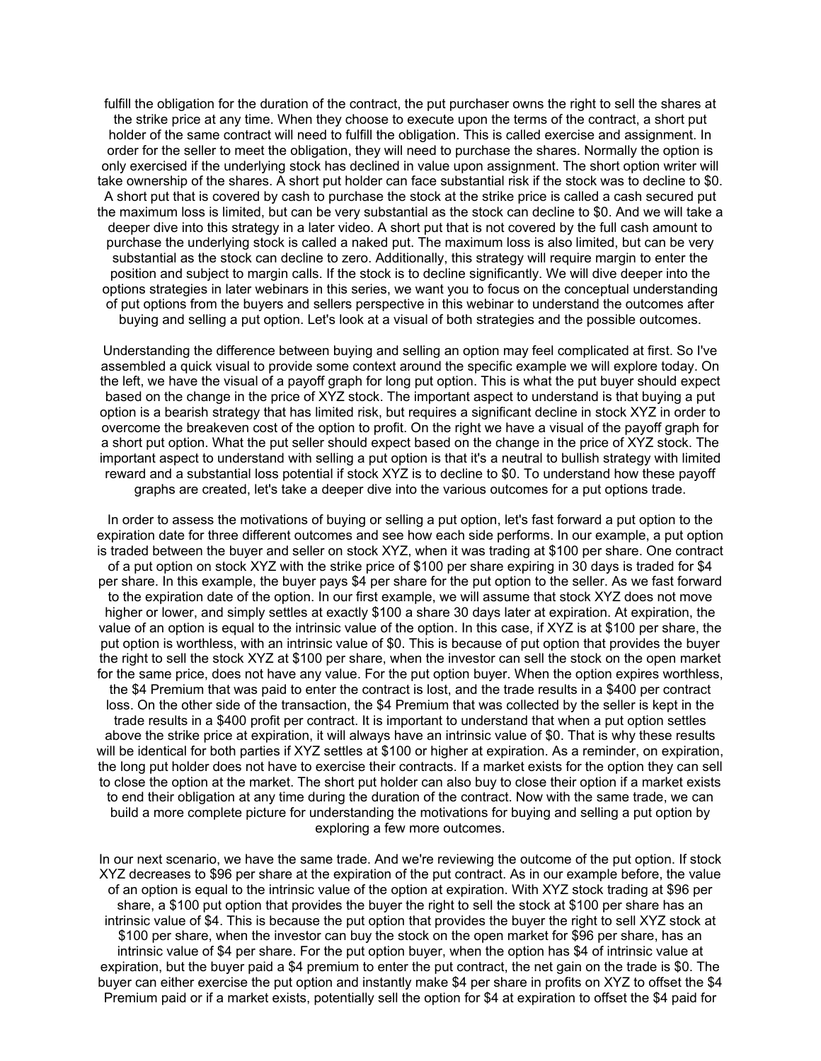fulfill the obligation for the duration of the contract, the put purchaser owns the right to sell the shares at the strike price at any time. When they choose to execute upon the terms of the contract, a short put holder of the same contract will need to fulfill the obligation. This is called exercise and assignment. In order for the seller to meet the obligation, they will need to purchase the shares. Normally the option is only exercised if the underlying stock has declined in value upon assignment. The short option writer will take ownership of the shares. A short put holder can face substantial risk if the stock was to decline to $0. A short put that is covered by cash to purchase the stock at the strike price is called a cash secured put the maximum loss is limited, but can be very substantial as the stock can decline to $0. And we will take a deeper dive into this strategy in a later video. A short put that is not covered by the full cash amount to purchase the underlying stock is called a naked put. The maximum loss is also limited, but can be very substantial as the stock can decline to zero. Additionally, this strategy will require margin to enter the position and subject to margin calls. If the stock is to decline significantly. We will dive deeper into the options strategies in later webinars in this series, we want you to focus on the conceptual understanding of put options from the buyers and sellers perspective in this webinar to understand the outcomes after buying and selling a put option. Let's look at a visual of both strategies and the possible outcomes.

Understanding the difference between buying and selling an option may feel complicated at first. So I've assembled a quick visual to provide some context around the specific example we will explore today. On the left, we have the visual of a payoff graph for long put option. This is what the put buyer should expect based on the change in the price of XYZ stock. The important aspect to understand is that buying a put option is a bearish strategy that has limited risk, but requires a significant decline in stock XYZ in order to overcome the breakeven cost of the option to profit. On the right we have a visual of the payoff graph for a short put option. What the put seller should expect based on the change in the price of XYZ stock. The important aspect to understand with selling a put option is that it's a neutral to bullish strategy with limited reward and a substantial loss potential if stock XYZ is to decline to $0. To understand how these payoff graphs are created, let's take a deeper dive into the various outcomes for a put options trade.

In order to assess the motivations of buying or selling a put option, let's fast forward a put option to the expiration date for three different outcomes and see how each side performs. In our example, a put option is traded between the buyer and seller on stock XYZ, when it was trading at $100 per share. One contract of a put option on stock XYZ with the strike price of $100 per share expiring in 30 days is traded for $4 per share. In this example, the buyer pays $4 per share for the put option to the seller. As we fast forward to the expiration date of the option. In our first example, we will assume that stock XYZ does not move higher or lower, and simply settles at exactly $100 a share 30 days later at expiration. At expiration, the value of an option is equal to the intrinsic value of the option. In this case, if XYZ is at $100 per share, the put option is worthless, with an intrinsic value of $0. This is because of put option that provides the buyer the right to sell the stock XYZ at $100 per share, when the investor can sell the stock on the open market for the same price, does not have any value. For the put option buyer. When the option expires worthless, the $4 Premium that was paid to enter the contract is lost, and the trade results in a $400 per contract loss. On the other side of the transaction, the $4 Premium that was collected by the seller is kept in the trade results in a $400 profit per contract. It is important to understand that when a put option settles above the strike price at expiration, it will always have an intrinsic value of $0. That is why these results will be identical for both parties if XYZ settles at $100 or higher at expiration. As a reminder, on expiration, the long put holder does not have to exercise their contracts. If a market exists for the option they can sell to close the option at the market. The short put holder can also buy to close their option if a market exists to end their obligation at any time during the duration of the contract. Now with the same trade, we can build a more complete picture for understanding the motivations for buying and selling a put option by exploring a few more outcomes.

In our next scenario, we have the same trade. And we're reviewing the outcome of the put option. If stock XYZ decreases to $96 per share at the expiration of the put contract. As in our example before, the value of an option is equal to the intrinsic value of the option at expiration. With XYZ stock trading at $96 per share, a $100 put option that provides the buyer the right to sell the stock at $100 per share has an intrinsic value of $4. This is because the put option that provides the buyer the right to sell XYZ stock at $100 per share, when the investor can buy the stock on the open market for $96 per share, has an intrinsic value of $4 per share. For the put option buyer, when the option has $4 of intrinsic value at expiration, but the buyer paid a $4 premium to enter the put contract, the net gain on the trade is $0. The buyer can either exercise the put option and instantly make $4 per share in profits on XYZ to offset the $4 Premium paid or if a market exists, potentially sell the option for $4 at expiration to offset the $4 paid for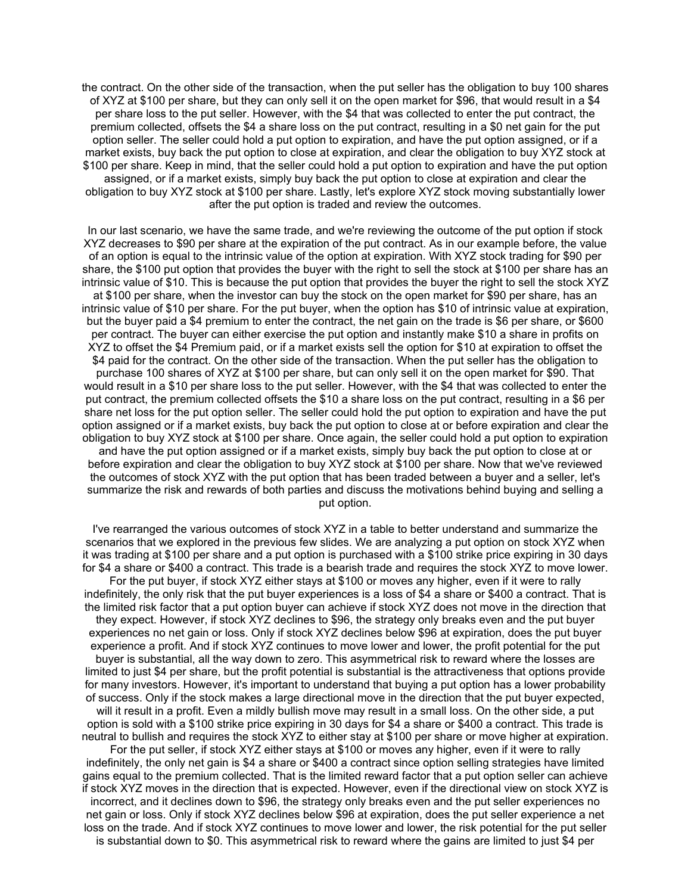the contract. On the other side of the transaction, when the put seller has the obligation to buy 100 shares of XYZ at $100 per share, but they can only sell it on the open market for $96, that would result in a $4 per share loss to the put seller. However, with the $4 that was collected to enter the put contract, the premium collected, offsets the $4 a share loss on the put contract, resulting in a $0 net gain for the put option seller. The seller could hold a put option to expiration, and have the put option assigned, or if a market exists, buy back the put option to close at expiration, and clear the obligation to buy XYZ stock at $100 per share. Keep in mind, that the seller could hold a put option to expiration and have the put option assigned, or if a market exists, simply buy back the put option to close at expiration and clear the obligation to buy XYZ stock at $100 per share. Lastly, let's explore XYZ stock moving substantially lower after the put option is traded and review the outcomes.

In our last scenario, we have the same trade, and we're reviewing the outcome of the put option if stock XYZ decreases to $90 per share at the expiration of the put contract. As in our example before, the value of an option is equal to the intrinsic value of the option at expiration. With XYZ stock trading for $90 per share, the $100 put option that provides the buyer with the right to sell the stock at $100 per share has an intrinsic value of $10. This is because the put option that provides the buyer the right to sell the stock XYZ at $100 per share, when the investor can buy the stock on the open market for $90 per share, has an intrinsic value of $10 per share. For the put buyer, when the option has $10 of intrinsic value at expiration, but the buyer paid a $4 premium to enter the contract, the net gain on the trade is $6 per share, or $600 per contract. The buyer can either exercise the put option and instantly make $10 a share in profits on XYZ to offset the $4 Premium paid, or if a market exists sell the option for $10 at expiration to offset the $4 paid for the contract. On the other side of the transaction. When the put seller has the obligation to purchase 100 shares of XYZ at $100 per share, but can only sell it on the open market for $90. That would result in a $10 per share loss to the put seller. However, with the $4 that was collected to enter the put contract, the premium collected offsets the $10 a share loss on the put contract, resulting in a $6 per share net loss for the put option seller. The seller could hold the put option to expiration and have the put option assigned or if a market exists, buy back the put option to close at or before expiration and clear the obligation to buy XYZ stock at $100 per share. Once again, the seller could hold a put option to expiration and have the put option assigned or if a market exists, simply buy back the put option to close at or before expiration and clear the obligation to buy XYZ stock at $100 per share. Now that we've reviewed the outcomes of stock XYZ with the put option that has been traded between a buyer and a seller, let's summarize the risk and rewards of both parties and discuss the motivations behind buying and selling a put option.

I've rearranged the various outcomes of stock XYZ in a table to better understand and summarize the scenarios that we explored in the previous few slides. We are analyzing a put option on stock XYZ when it was trading at $100 per share and a put option is purchased with a $100 strike price expiring in 30 days for $4 a share or $400 a contract. This trade is a bearish trade and requires the stock XYZ to move lower. For the put buyer, if stock XYZ either stays at $100 or moves any higher, even if it were to rally indefinitely, the only risk that the put buyer experiences is a loss of $4 a share or $400 a contract. That is the limited risk factor that a put option buyer can achieve if stock XYZ does not move in the direction that they expect. However, if stock XYZ declines to $96, the strategy only breaks even and the put buyer experiences no net gain or loss. Only if stock XYZ declines below $96 at expiration, does the put buyer experience a profit. And if stock XYZ continues to move lower and lower, the profit potential for the put buyer is substantial, all the way down to zero. This asymmetrical risk to reward where the losses are limited to just $4 per share, but the profit potential is substantial is the attractiveness that options provide for many investors. However, it's important to understand that buying a put option has a lower probability of success. Only if the stock makes a large directional move in the direction that the put buyer expected, will it result in a profit. Even a mildly bullish move may result in a small loss. On the other side, a put option is sold with a $100 strike price expiring in 30 days for $4 a share or $400 a contract. This trade is neutral to bullish and requires the stock XYZ to either stay at $100 per share or move higher at expiration. For the put seller, if stock XYZ either stays at $100 or moves any higher, even if it were to rally indefinitely, the only net gain is $4 a share or $400 a contract since option selling strategies have limited gains equal to the premium collected. That is the limited reward factor that a put option seller can achieve if stock XYZ moves in the direction that is expected. However, even if the directional view on stock XYZ is incorrect, and it declines down to $96, the strategy only breaks even and the put seller experiences no net gain or loss. Only if stock XYZ declines below $96 at expiration, does the put seller experience a net loss on the trade. And if stock XYZ continues to move lower and lower, the risk potential for the put seller is substantial down to $0. This asymmetrical risk to reward where the gains are limited to just $4 per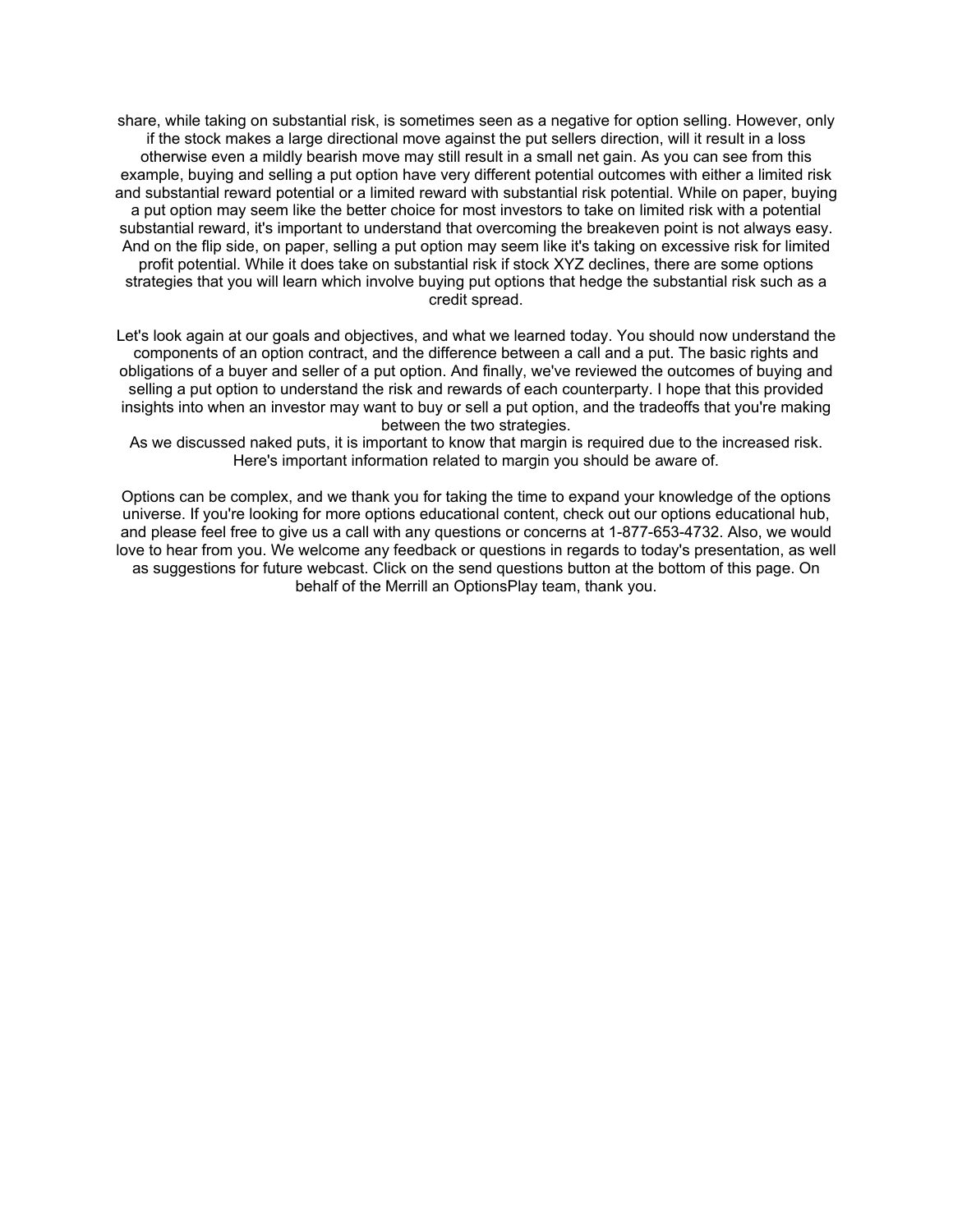share, while taking on substantial risk, is sometimes seen as a negative for option selling. However, only if the stock makes a large directional move against the put sellers direction, will it result in a loss otherwise even a mildly bearish move may still result in a small net gain. As you can see from this example, buying and selling a put option have very different potential outcomes with either a limited risk and substantial reward potential or a limited reward with substantial risk potential. While on paper, buying a put option may seem like the better choice for most investors to take on limited risk with a potential substantial reward, it's important to understand that overcoming the breakeven point is not always easy. And on the flip side, on paper, selling a put option may seem like it's taking on excessive risk for limited profit potential. While it does take on substantial risk if stock XYZ declines, there are some options strategies that you will learn which involve buying put options that hedge the substantial risk such as a credit spread.

Let's look again at our goals and objectives, and what we learned today. You should now understand the components of an option contract, and the difference between a call and a put. The basic rights and obligations of a buyer and seller of a put option. And finally, we've reviewed the outcomes of buying and selling a put option to understand the risk and rewards of each counterparty. I hope that this provided insights into when an investor may want to buy or sell a put option, and the tradeoffs that you're making between the two strategies.
As we discussed naked puts, it is important to know that margin is required due to the increased risk. Here's important information related to margin you should be aware of.

Options can be complex, and we thank you for taking the time to expand your knowledge of the options universe. If you're looking for more options educational content, check out our options educational hub, and please feel free to give us a call with any questions or concerns at 1-877-653-4732. Also, we would love to hear from you. We welcome any feedback or questions in regards to today's presentation, as well as suggestions for future webcast. Click on the send questions button at the bottom of this page. On behalf of the Merrill an OptionsPlay team, thank you.